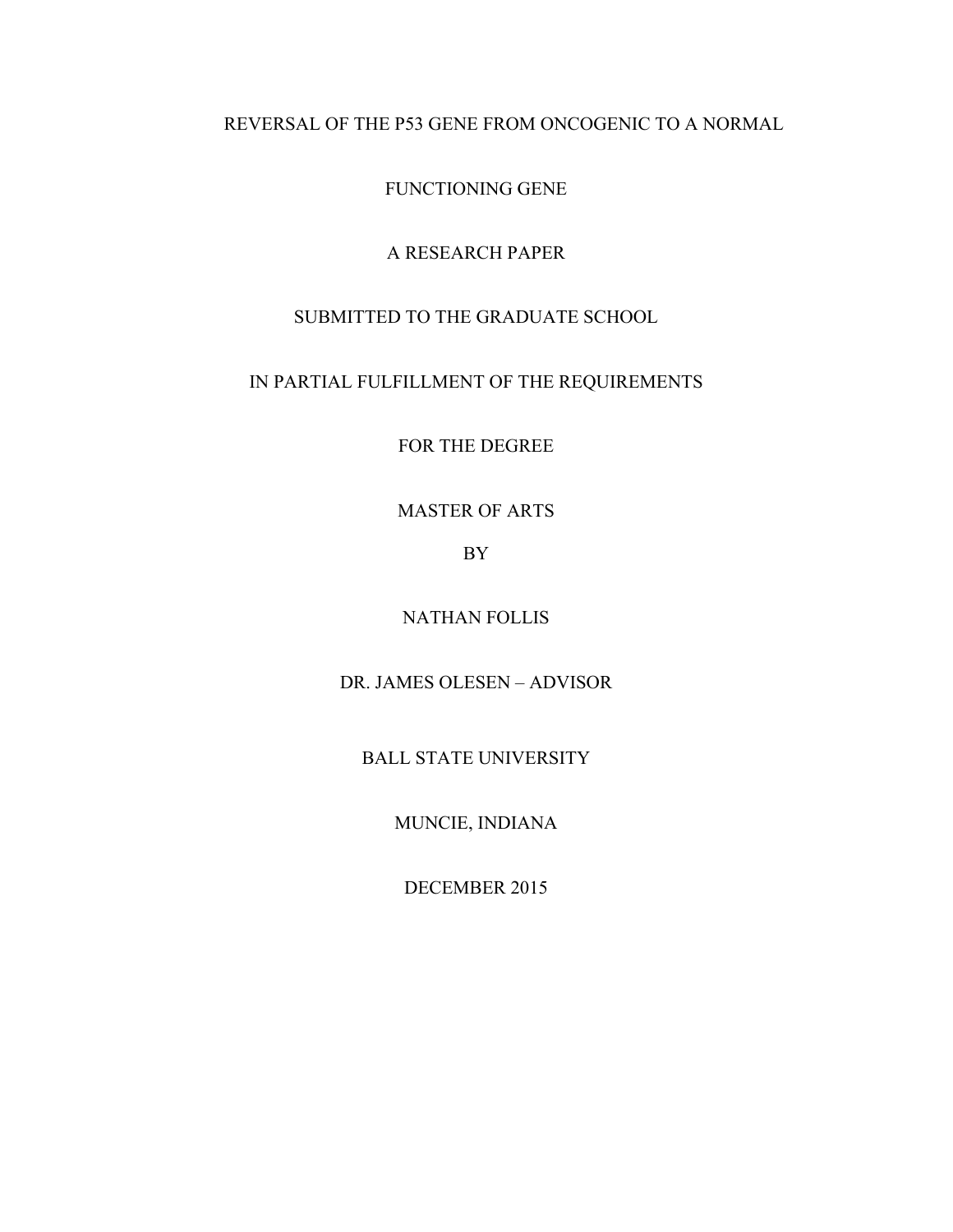# REVERSAL OF THE P53 GENE FROM ONCOGENIC TO A NORMAL FUNCTIONING GENE

A RESEARCH PAPER

SUBMITTED TO THE GRADUATE SCHOOL

IN PARTIAL FULFILLMENT OF THE REQUIREMENTS

FOR THE DEGREE

MASTER OF ARTS

BY

NATHAN FOLLIS

DR. JAMES OLESEN – ADVISOR

BALL STATE UNIVERSITY

MUNCIE, INDIANA

DECEMBER 2015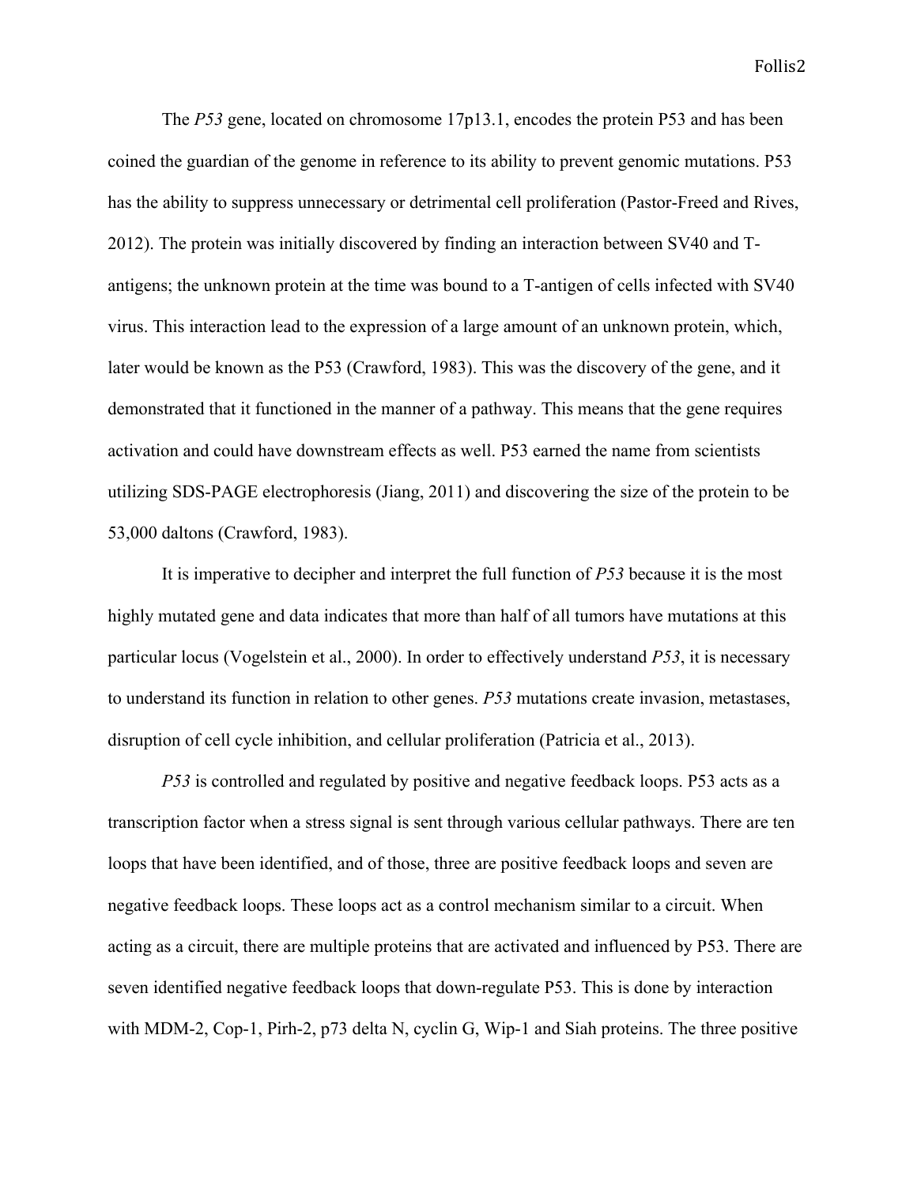The *P53* gene, located on chromosome 17p13.1, encodes the protein P53 and has been coined the guardian of the genome in reference to its ability to prevent genomic mutations. P53 has the ability to suppress unnecessary or detrimental cell proliferation (Pastor-Freed and Rives, 2012). The protein was initially discovered by finding an interaction between SV40 and T-antigens; the unknown protein at the time was bound to a T-antigen of cells infected with SV40 virus. This interaction lead to the expression of a large amount of an unknown protein, which, later would be known as the P53 (Crawford, 1983). This was the discovery of the gene, and it demonstrated that it functioned in the manner of a pathway. This means that the gene requires activation and could have downstream effects as well. P53 earned the name from scientists utilizing SDS-PAGE electrophoresis (Jiang, 2011) and discovering the size of the protein to be 53,000 daltons (Crawford, 1983).

It is imperative to decipher and interpret the full function of *P53* because it is the most highly mutated gene and data indicates that more than half of all tumors have mutations at this particular locus (Vogelstein et al., 2000). In order to effectively understand *P53*, it is necessary to understand its function in relation to other genes. *P53* mutations create invasion, metastases, disruption of cell cycle inhibition, and cellular proliferation (Patricia et al., 2013).

*P53* is controlled and regulated by positive and negative feedback loops. P53 acts as a transcription factor when a stress signal is sent through various cellular pathways. There are ten loops that have been identified, and of those, three are positive feedback loops and seven are negative feedback loops. These loops act as a control mechanism similar to a circuit. When acting as a circuit, there are multiple proteins that are activated and influenced by P53. There are seven identified negative feedback loops that down-regulate P53. This is done by interaction with MDM-2, Cop-1, Pirh-2, p73 delta N, cyclin G, Wip-1 and Siah proteins. The three positive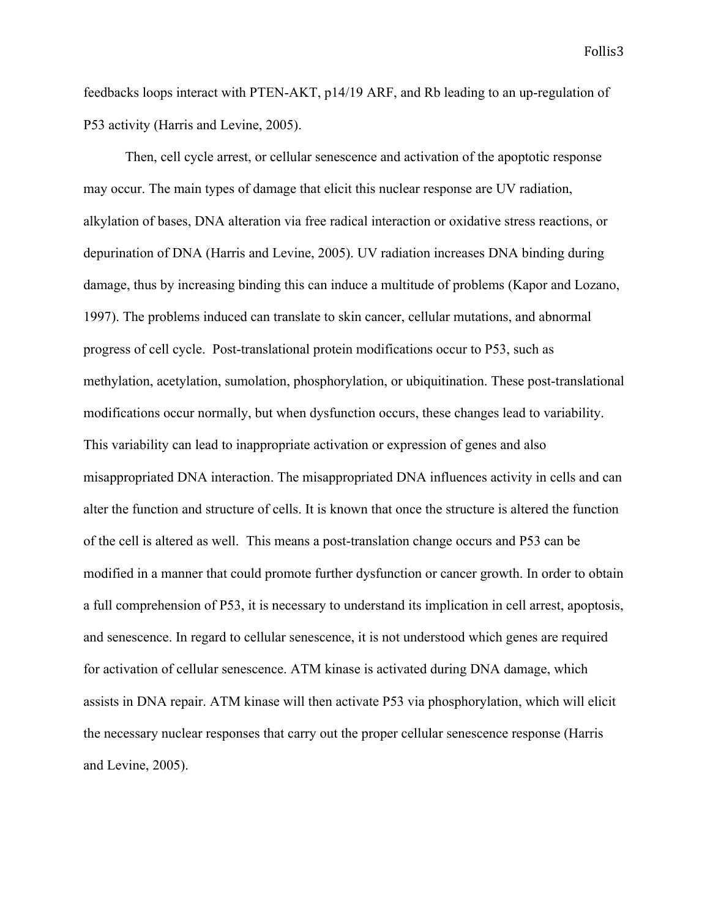feedbacks loops interact with PTEN-AKT, p14/19 ARF, and Rb leading to an up-regulation of P53 activity (Harris and Levine, 2005).

Then, cell cycle arrest, or cellular senescence and activation of the apoptotic response may occur. The main types of damage that elicit this nuclear response are UV radiation, alkylation of bases, DNA alteration via free radical interaction or oxidative stress reactions, or depurination of DNA (Harris and Levine, 2005). UV radiation increases DNA binding during damage, thus by increasing binding this can induce a multitude of problems (Kapor and Lozano, 1997). The problems induced can translate to skin cancer, cellular mutations, and abnormal progress of cell cycle. Post-translational protein modifications occur to P53, such as methylation, acetylation, sumolation, phosphorylation, or ubiquitination. These post-translational modifications occur normally, but when dysfunction occurs, these changes lead to variability. This variability can lead to inappropriate activation or expression of genes and also misappropriated DNA interaction. The misappropriated DNA influences activity in cells and can alter the function and structure of cells. It is known that once the structure is altered the function of the cell is altered as well. This means a post-translation change occurs and P53 can be modified in a manner that could promote further dysfunction or cancer growth. In order to obtain a full comprehension of P53, it is necessary to understand its implication in cell arrest, apoptosis, and senescence. In regard to cellular senescence, it is not understood which genes are required for activation of cellular senescence. ATM kinase is activated during DNA damage, which assists in DNA repair. ATM kinase will then activate P53 via phosphorylation, which will elicit the necessary nuclear responses that carry out the proper cellular senescence response (Harris and Levine, 2005).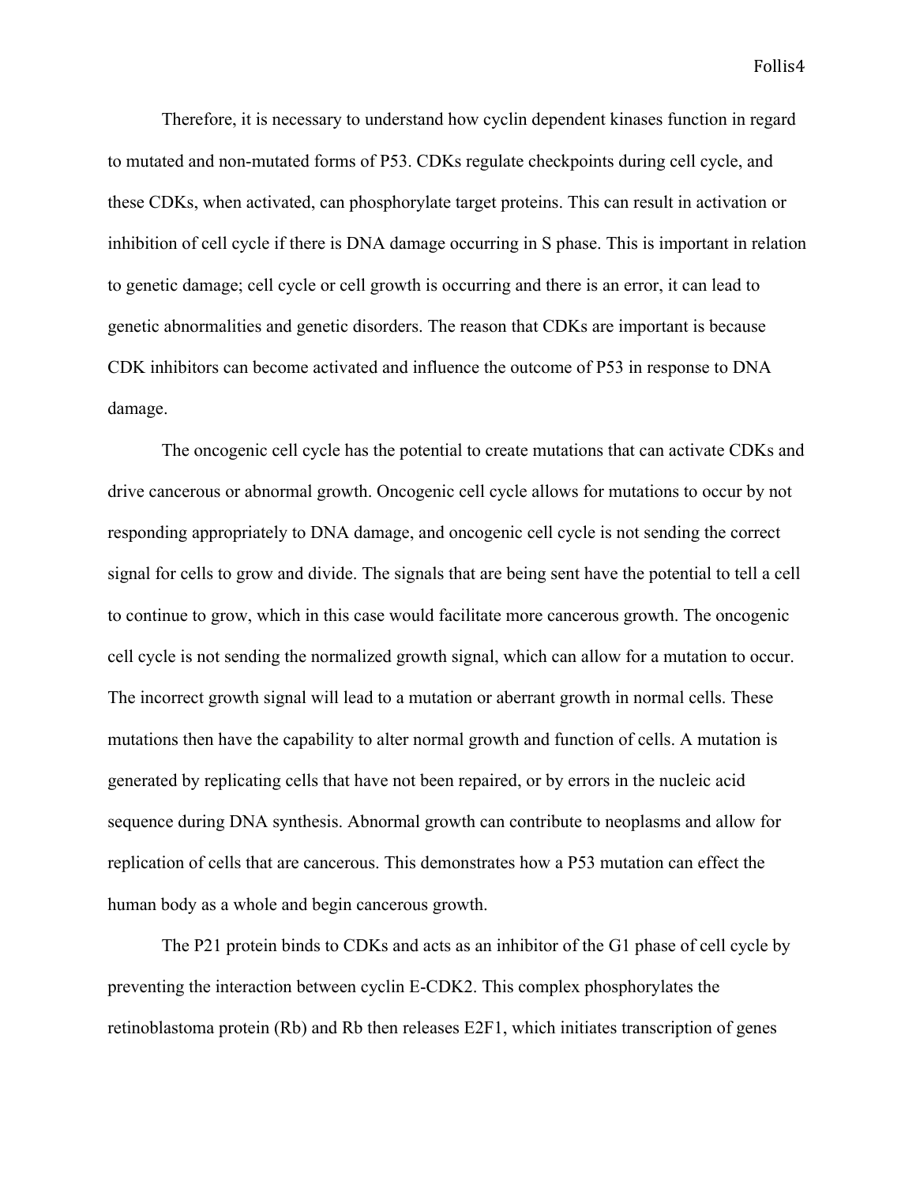Therefore, it is necessary to understand how cyclin dependent kinases function in regard to mutated and non-mutated forms of P53. CDKs regulate checkpoints during cell cycle, and these CDKs, when activated, can phosphorylate target proteins. This can result in activation or inhibition of cell cycle if there is DNA damage occurring in S phase. This is important in relation to genetic damage; cell cycle or cell growth is occurring and there is an error, it can lead to genetic abnormalities and genetic disorders. The reason that CDKs are important is because CDK inhibitors can become activated and influence the outcome of P53 in response to DNA damage.

The oncogenic cell cycle has the potential to create mutations that can activate CDKs and drive cancerous or abnormal growth. Oncogenic cell cycle allows for mutations to occur by not responding appropriately to DNA damage, and oncogenic cell cycle is not sending the correct signal for cells to grow and divide. The signals that are being sent have the potential to tell a cell to continue to grow, which in this case would facilitate more cancerous growth. The oncogenic cell cycle is not sending the normalized growth signal, which can allow for a mutation to occur. The incorrect growth signal will lead to a mutation or aberrant growth in normal cells. These mutations then have the capability to alter normal growth and function of cells. A mutation is generated by replicating cells that have not been repaired, or by errors in the nucleic acid sequence during DNA synthesis. Abnormal growth can contribute to neoplasms and allow for replication of cells that are cancerous. This demonstrates how a P53 mutation can effect the human body as a whole and begin cancerous growth.

The P21 protein binds to CDKs and acts as an inhibitor of the G1 phase of cell cycle by preventing the interaction between cyclin E-CDK2. This complex phosphorylates the retinoblastoma protein (Rb) and Rb then releases E2F1, which initiates transcription of genes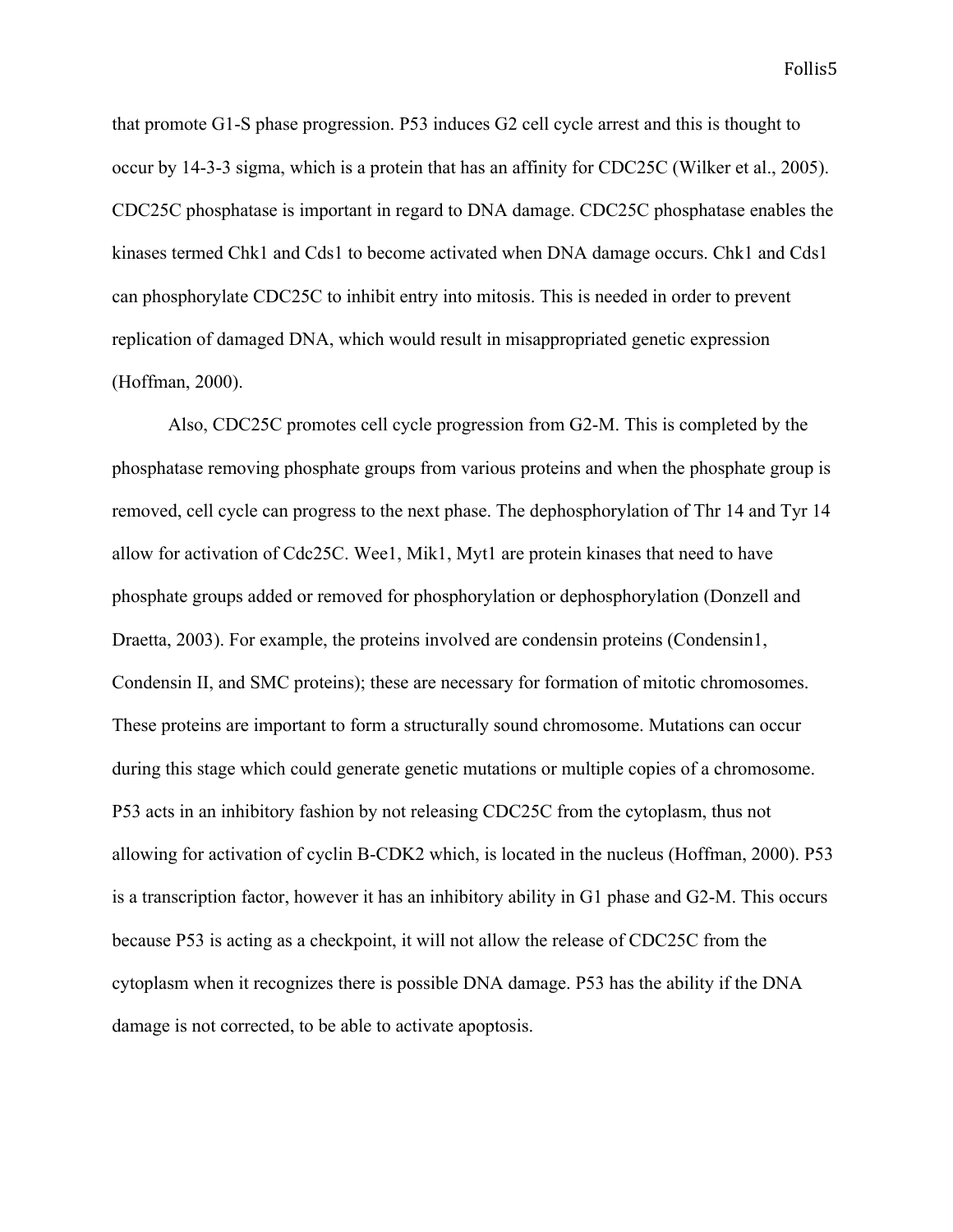that promote G1-S phase progression. P53 induces G2 cell cycle arrest and this is thought to occur by 14-3-3 sigma, which is a protein that has an affinity for CDC25C (Wilker et al., 2005). CDC25C phosphatase is important in regard to DNA damage. CDC25C phosphatase enables the kinases termed Chk1 and Cds1 to become activated when DNA damage occurs. Chk1 and Cds1 can phosphorylate CDC25C to inhibit entry into mitosis. This is needed in order to prevent replication of damaged DNA, which would result in misappropriated genetic expression (Hoffman, 2000).

Also, CDC25C promotes cell cycle progression from G2-M. This is completed by the phosphatase removing phosphate groups from various proteins and when the phosphate group is removed, cell cycle can progress to the next phase. The dephosphorylation of Thr 14 and Tyr 14 allow for activation of Cdc25C. Wee1, Mik1, Myt1 are protein kinases that need to have phosphate groups added or removed for phosphorylation or dephosphorylation (Donzell and Draetta, 2003). For example, the proteins involved are condensin proteins (Condensin1, Condensin II, and SMC proteins); these are necessary for formation of mitotic chromosomes. These proteins are important to form a structurally sound chromosome. Mutations can occur during this stage which could generate genetic mutations or multiple copies of a chromosome. P53 acts in an inhibitory fashion by not releasing CDC25C from the cytoplasm, thus not allowing for activation of cyclin B-CDK2 which, is located in the nucleus (Hoffman, 2000). P53 is a transcription factor, however it has an inhibitory ability in G1 phase and G2-M. This occurs because P53 is acting as a checkpoint, it will not allow the release of CDC25C from the cytoplasm when it recognizes there is possible DNA damage. P53 has the ability if the DNA damage is not corrected, to be able to activate apoptosis.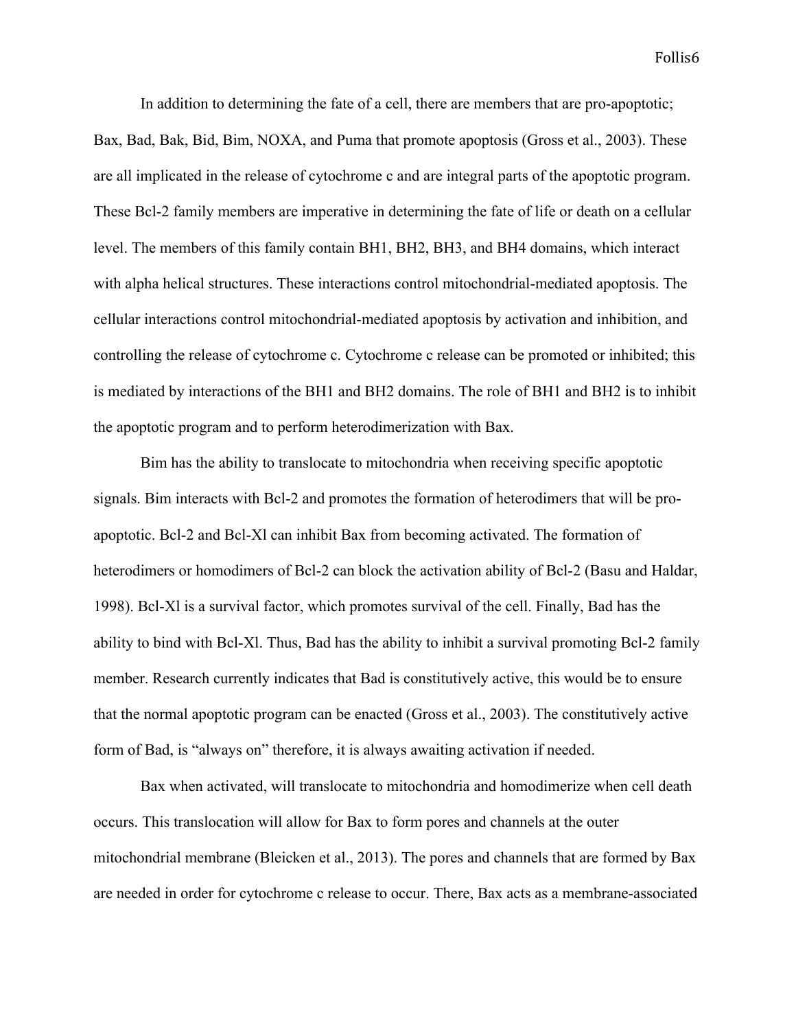In addition to determining the fate of a cell, there are members that are pro-apoptotic; Bax, Bad, Bak, Bid, Bim, NOXA, and Puma that promote apoptosis (Gross et al., 2003). These are all implicated in the release of cytochrome c and are integral parts of the apoptotic program. These Bcl-2 family members are imperative in determining the fate of life or death on a cellular level. The members of this family contain BH1, BH2, BH3, and BH4 domains, which interact with alpha helical structures. These interactions control mitochondrial-mediated apoptosis. The cellular interactions control mitochondrial-mediated apoptosis by activation and inhibition, and controlling the release of cytochrome c. Cytochrome c release can be promoted or inhibited; this is mediated by interactions of the BH1 and BH2 domains. The role of BH1 and BH2 is to inhibit the apoptotic program and to perform heterodimerization with Bax.

Bim has the ability to translocate to mitochondria when receiving specific apoptotic signals. Bim interacts with Bcl-2 and promotes the formation of heterodimers that will be pro-apoptotic. Bcl-2 and Bcl-Xl can inhibit Bax from becoming activated. The formation of heterodimers or homodimers of Bcl-2 can block the activation ability of Bcl-2 (Basu and Haldar, 1998). Bcl-Xl is a survival factor, which promotes survival of the cell. Finally, Bad has the ability to bind with Bcl-Xl. Thus, Bad has the ability to inhibit a survival promoting Bcl-2 family member. Research currently indicates that Bad is constitutively active, this would be to ensure that the normal apoptotic program can be enacted (Gross et al., 2003). The constitutively active form of Bad, is "always on" therefore, it is always awaiting activation if needed.

Bax when activated, will translocate to mitochondria and homodimerize when cell death occurs. This translocation will allow for Bax to form pores and channels at the outer mitochondrial membrane (Bleicken et al., 2013). The pores and channels that are formed by Bax are needed in order for cytochrome c release to occur. There, Bax acts as a membrane-associated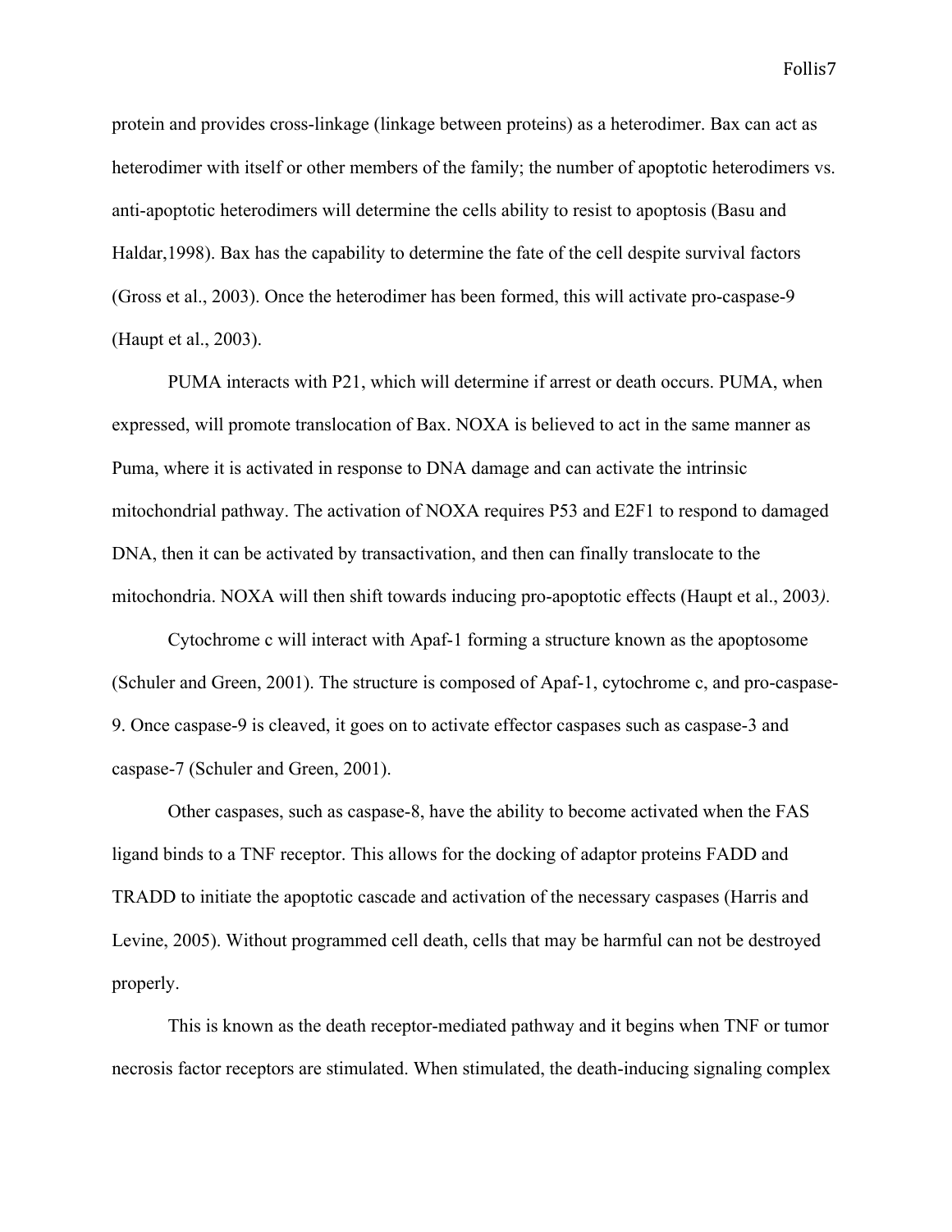protein and provides cross-linkage (linkage between proteins) as a heterodimer. Bax can act as heterodimer with itself or other members of the family; the number of apoptotic heterodimers vs. anti-apoptotic heterodimers will determine the cells ability to resist to apoptosis (Basu and Haldar,1998). Bax has the capability to determine the fate of the cell despite survival factors (Gross et al., 2003). Once the heterodimer has been formed, this will activate pro-caspase-9 (Haupt et al., 2003).

PUMA interacts with P21, which will determine if arrest or death occurs. PUMA, when expressed, will promote translocation of Bax. NOXA is believed to act in the same manner as Puma, where it is activated in response to DNA damage and can activate the intrinsic mitochondrial pathway. The activation of NOXA requires P53 and E2F1 to respond to damaged DNA, then it can be activated by transactivation, and then can finally translocate to the mitochondria. NOXA will then shift towards inducing pro-apoptotic effects (Haupt et al., 2003*).*

Cytochrome c will interact with Apaf-1 forming a structure known as the apoptosome (Schuler and Green, 2001). The structure is composed of Apaf-1, cytochrome c, and pro-caspase-9. Once caspase-9 is cleaved, it goes on to activate effector caspases such as caspase-3 and caspase-7 (Schuler and Green, 2001).

Other caspases, such as caspase-8, have the ability to become activated when the FAS ligand binds to a TNF receptor. This allows for the docking of adaptor proteins FADD and TRADD to initiate the apoptotic cascade and activation of the necessary caspases (Harris and Levine, 2005). Without programmed cell death, cells that may be harmful can not be destroyed properly.

This is known as the death receptor-mediated pathway and it begins when TNF or tumor necrosis factor receptors are stimulated. When stimulated, the death-inducing signaling complex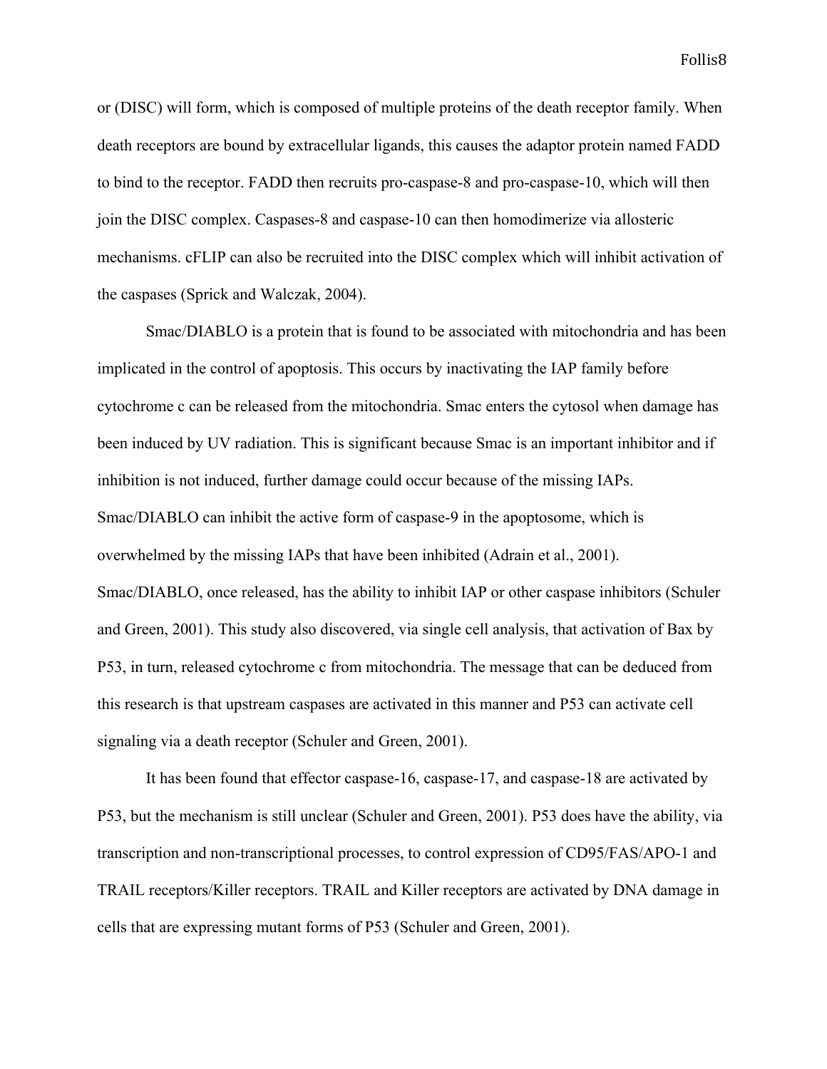or (DISC) will form, which is composed of multiple proteins of the death receptor family. When death receptors are bound by extracellular ligands, this causes the adaptor protein named FADD to bind to the receptor. FADD then recruits pro-caspase-8 and pro-caspase-10, which will then join the DISC complex. Caspases-8 and caspase-10 can then homodimerize via allosteric mechanisms. cFLIP can also be recruited into the DISC complex which will inhibit activation of the caspases (Sprick and Walczak, 2004).

Smac/DIABLO is a protein that is found to be associated with mitochondria and has been implicated in the control of apoptosis. This occurs by inactivating the IAP family before cytochrome c can be released from the mitochondria. Smac enters the cytosol when damage has been induced by UV radiation. This is significant because Smac is an important inhibitor and if inhibition is not induced, further damage could occur because of the missing IAPs. Smac/DIABLO can inhibit the active form of caspase-9 in the apoptosome, which is overwhelmed by the missing IAPs that have been inhibited (Adrain et al., 2001). Smac/DIABLO, once released, has the ability to inhibit IAP or other caspase inhibitors (Schuler and Green, 2001). This study also discovered, via single cell analysis, that activation of Bax by P53, in turn, released cytochrome c from mitochondria. The message that can be deduced from this research is that upstream caspases are activated in this manner and P53 can activate cell signaling via a death receptor (Schuler and Green, 2001).

It has been found that effector caspase-16, caspase-17, and caspase-18 are activated by P53, but the mechanism is still unclear (Schuler and Green, 2001). P53 does have the ability, via transcription and non-transcriptional processes, to control expression of CD95/FAS/APO-1 and TRAIL receptors/Killer receptors. TRAIL and Killer receptors are activated by DNA damage in cells that are expressing mutant forms of P53 (Schuler and Green, 2001).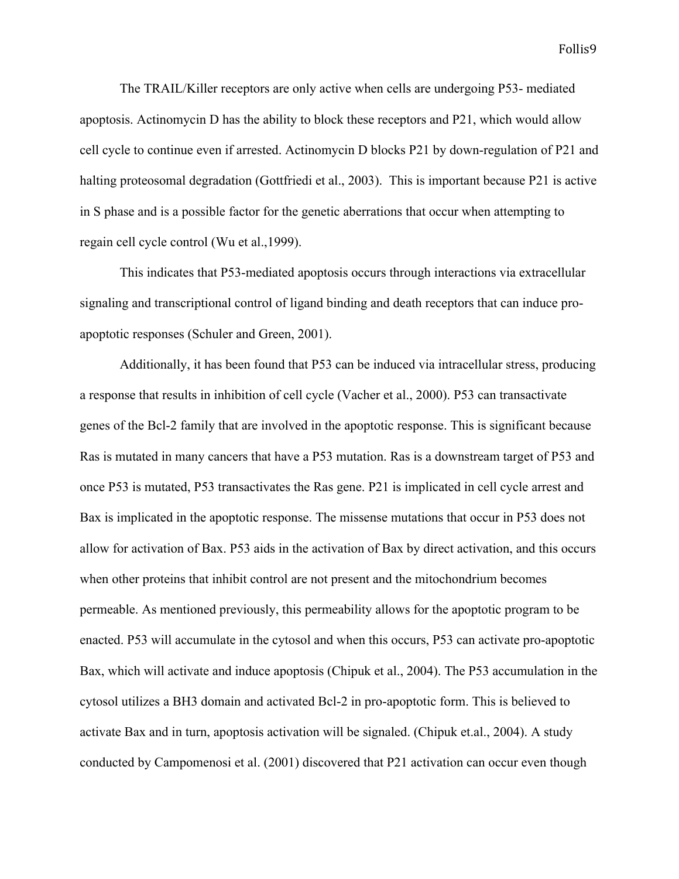The TRAIL/Killer receptors are only active when cells are undergoing P53- mediated apoptosis. Actinomycin D has the ability to block these receptors and P21, which would allow cell cycle to continue even if arrested. Actinomycin D blocks P21 by down-regulation of P21 and halting proteosomal degradation (Gottfriedi et al., 2003). This is important because P21 is active in S phase and is a possible factor for the genetic aberrations that occur when attempting to regain cell cycle control (Wu et al.,1999).

This indicates that P53-mediated apoptosis occurs through interactions via extracellular signaling and transcriptional control of ligand binding and death receptors that can induce pro-apoptotic responses (Schuler and Green, 2001).

Additionally, it has been found that P53 can be induced via intracellular stress, producing a response that results in inhibition of cell cycle (Vacher et al., 2000). P53 can transactivate genes of the Bcl-2 family that are involved in the apoptotic response. This is significant because Ras is mutated in many cancers that have a P53 mutation. Ras is a downstream target of P53 and once P53 is mutated, P53 transactivates the Ras gene. P21 is implicated in cell cycle arrest and Bax is implicated in the apoptotic response. The missense mutations that occur in P53 does not allow for activation of Bax. P53 aids in the activation of Bax by direct activation, and this occurs when other proteins that inhibit control are not present and the mitochondrium becomes permeable. As mentioned previously, this permeability allows for the apoptotic program to be enacted. P53 will accumulate in the cytosol and when this occurs, P53 can activate pro-apoptotic Bax, which will activate and induce apoptosis (Chipuk et al., 2004). The P53 accumulation in the cytosol utilizes a BH3 domain and activated Bcl-2 in pro-apoptotic form. This is believed to activate Bax and in turn, apoptosis activation will be signaled. (Chipuk et.al., 2004). A study conducted by Campomenosi et al. (2001) discovered that P21 activation can occur even though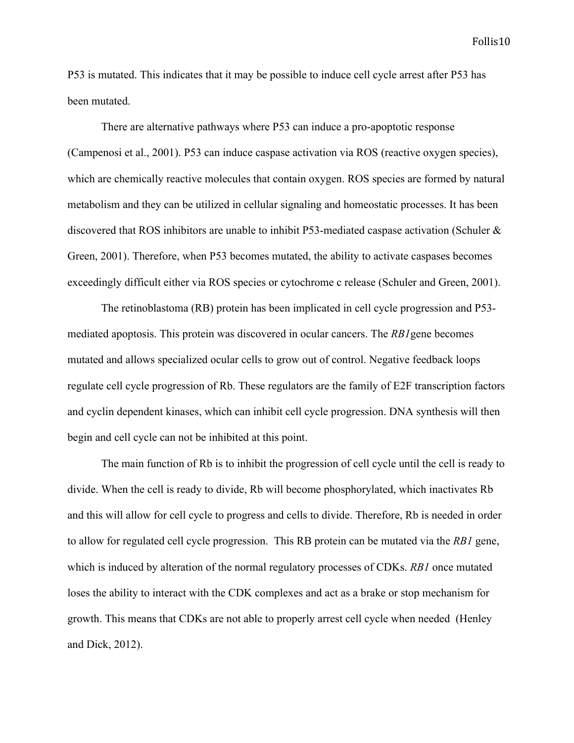P53 is mutated. This indicates that it may be possible to induce cell cycle arrest after P53 has been mutated.

There are alternative pathways where P53 can induce a pro-apoptotic response (Campenosi et al., 2001). P53 can induce caspase activation via ROS (reactive oxygen species), which are chemically reactive molecules that contain oxygen. ROS species are formed by natural metabolism and they can be utilized in cellular signaling and homeostatic processes. It has been discovered that ROS inhibitors are unable to inhibit P53-mediated caspase activation (Schuler & Green, 2001). Therefore, when P53 becomes mutated, the ability to activate caspases becomes exceedingly difficult either via ROS species or cytochrome c release (Schuler and Green, 2001).

The retinoblastoma (RB) protein has been implicated in cell cycle progression and P53-mediated apoptosis. This protein was discovered in ocular cancers. The *RB1*gene becomes mutated and allows specialized ocular cells to grow out of control. Negative feedback loops regulate cell cycle progression of Rb. These regulators are the family of E2F transcription factors and cyclin dependent kinases, which can inhibit cell cycle progression. DNA synthesis will then begin and cell cycle can not be inhibited at this point.

The main function of Rb is to inhibit the progression of cell cycle until the cell is ready to divide. When the cell is ready to divide, Rb will become phosphorylated, which inactivates Rb and this will allow for cell cycle to progress and cells to divide. Therefore, Rb is needed in order to allow for regulated cell cycle progression. This RB protein can be mutated via the *RB1* gene, which is induced by alteration of the normal regulatory processes of CDKs. *RB1* once mutated loses the ability to interact with the CDK complexes and act as a brake or stop mechanism for growth. This means that CDKs are not able to properly arrest cell cycle when needed (Henley and Dick, 2012).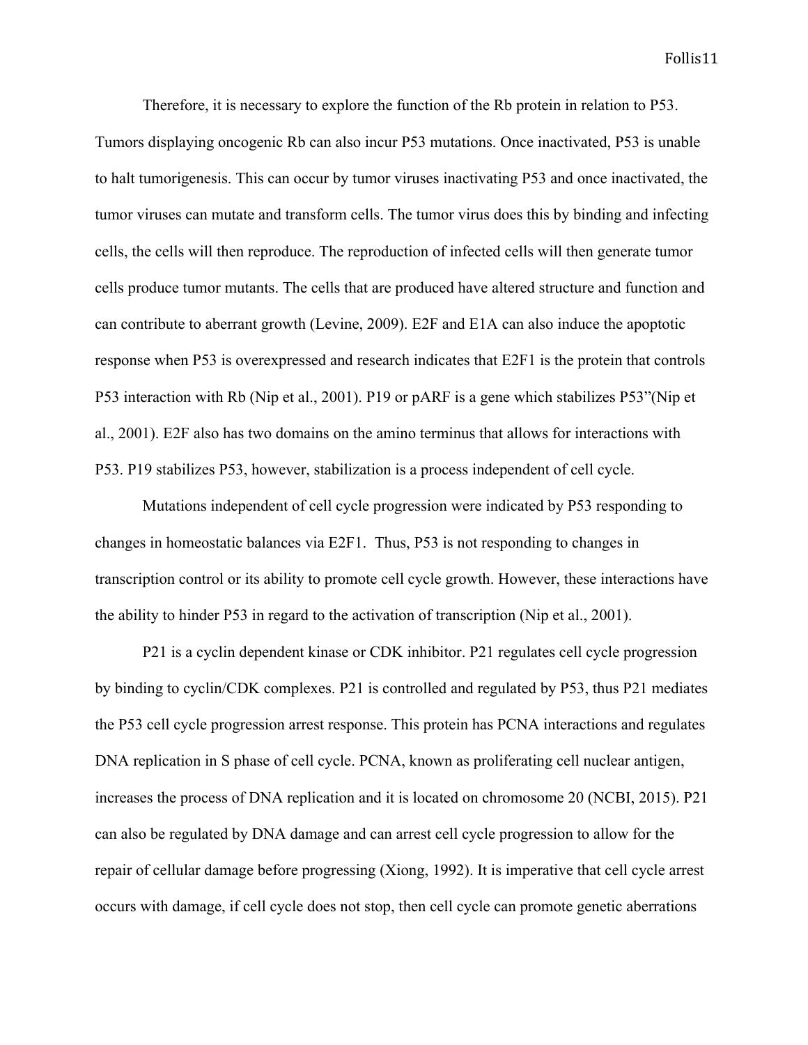Therefore, it is necessary to explore the function of the Rb protein in relation to P53. Tumors displaying oncogenic Rb can also incur P53 mutations. Once inactivated, P53 is unable to halt tumorigenesis. This can occur by tumor viruses inactivating P53 and once inactivated, the tumor viruses can mutate and transform cells. The tumor virus does this by binding and infecting cells, the cells will then reproduce. The reproduction of infected cells will then generate tumor cells produce tumor mutants. The cells that are produced have altered structure and function and can contribute to aberrant growth (Levine, 2009). E2F and E1A can also induce the apoptotic response when P53 is overexpressed and research indicates that E2F1 is the protein that controls P53 interaction with Rb (Nip et al., 2001). P19 or pARF is a gene which stabilizes P53"(Nip et al., 2001). E2F also has two domains on the amino terminus that allows for interactions with P53. P19 stabilizes P53, however, stabilization is a process independent of cell cycle.

Mutations independent of cell cycle progression were indicated by P53 responding to changes in homeostatic balances via E2F1. Thus, P53 is not responding to changes in transcription control or its ability to promote cell cycle growth. However, these interactions have the ability to hinder P53 in regard to the activation of transcription (Nip et al., 2001).

P21 is a cyclin dependent kinase or CDK inhibitor. P21 regulates cell cycle progression by binding to cyclin/CDK complexes. P21 is controlled and regulated by P53, thus P21 mediates the P53 cell cycle progression arrest response. This protein has PCNA interactions and regulates DNA replication in S phase of cell cycle. PCNA, known as proliferating cell nuclear antigen, increases the process of DNA replication and it is located on chromosome 20 (NCBI, 2015). P21 can also be regulated by DNA damage and can arrest cell cycle progression to allow for the repair of cellular damage before progressing (Xiong, 1992). It is imperative that cell cycle arrest occurs with damage, if cell cycle does not stop, then cell cycle can promote genetic aberrations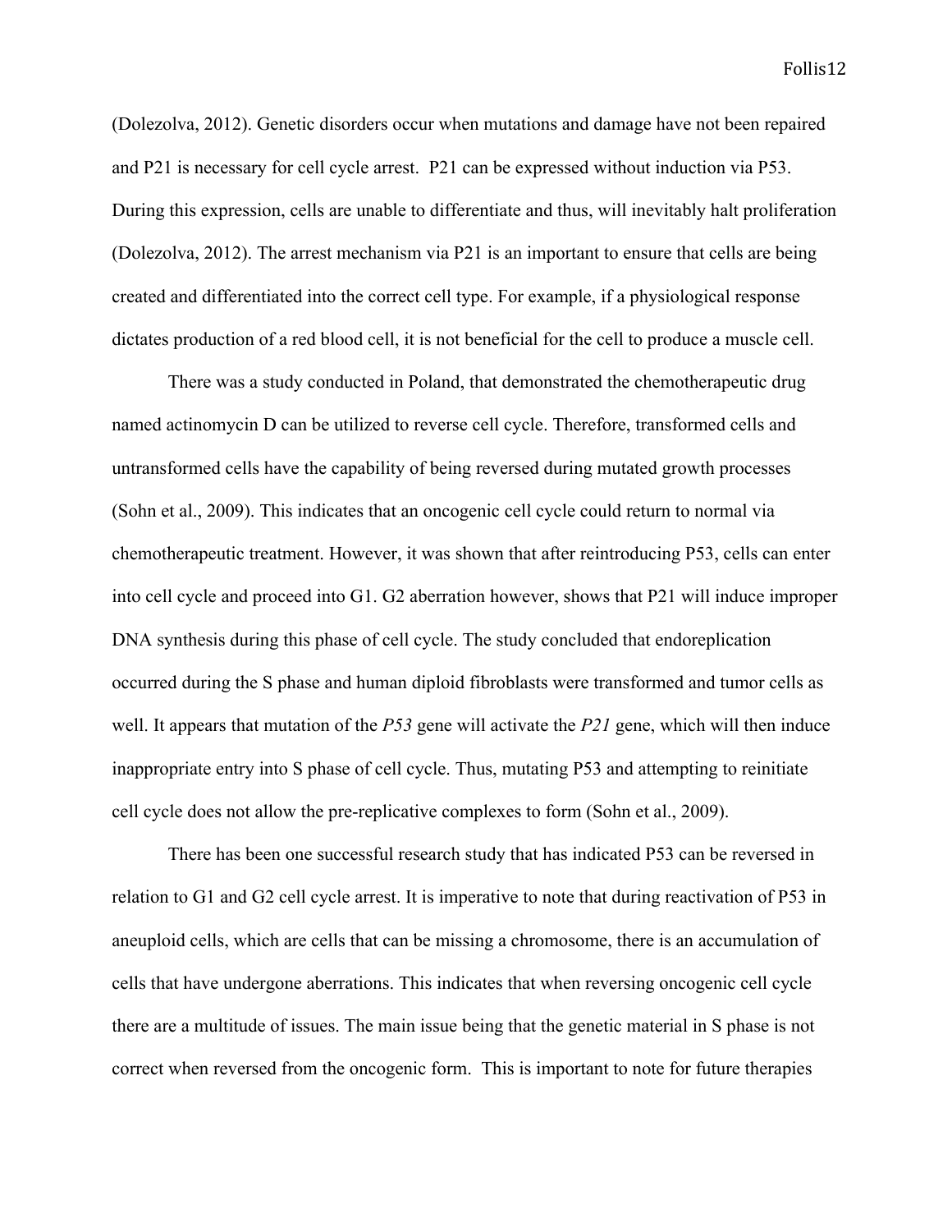(Dolezolva, 2012). Genetic disorders occur when mutations and damage have not been repaired and P21 is necessary for cell cycle arrest.  P21 can be expressed without induction via P53. During this expression, cells are unable to differentiate and thus, will inevitably halt proliferation (Dolezolva, 2012). The arrest mechanism via P21 is an important to ensure that cells are being created and differentiated into the correct cell type. For example, if a physiological response dictates production of a red blood cell, it is not beneficial for the cell to produce a muscle cell.

There was a study conducted in Poland, that demonstrated the chemotherapeutic drug named actinomycin D can be utilized to reverse cell cycle. Therefore, transformed cells and untransformed cells have the capability of being reversed during mutated growth processes (Sohn et al., 2009). This indicates that an oncogenic cell cycle could return to normal via chemotherapeutic treatment. However, it was shown that after reintroducing P53, cells can enter into cell cycle and proceed into G1. G2 aberration however, shows that P21 will induce improper DNA synthesis during this phase of cell cycle. The study concluded that endoreplication occurred during the S phase and human diploid fibroblasts were transformed and tumor cells as well. It appears that mutation of the *P53* gene will activate the *P21* gene, which will then induce inappropriate entry into S phase of cell cycle. Thus, mutating P53 and attempting to reinitiate cell cycle does not allow the pre-replicative complexes to form (Sohn et al., 2009).

There has been one successful research study that has indicated P53 can be reversed in relation to G1 and G2 cell cycle arrest. It is imperative to note that during reactivation of P53 in aneuploid cells, which are cells that can be missing a chromosome, there is an accumulation of cells that have undergone aberrations. This indicates that when reversing oncogenic cell cycle there are a multitude of issues. The main issue being that the genetic material in S phase is not correct when reversed from the oncogenic form.  This is important to note for future therapies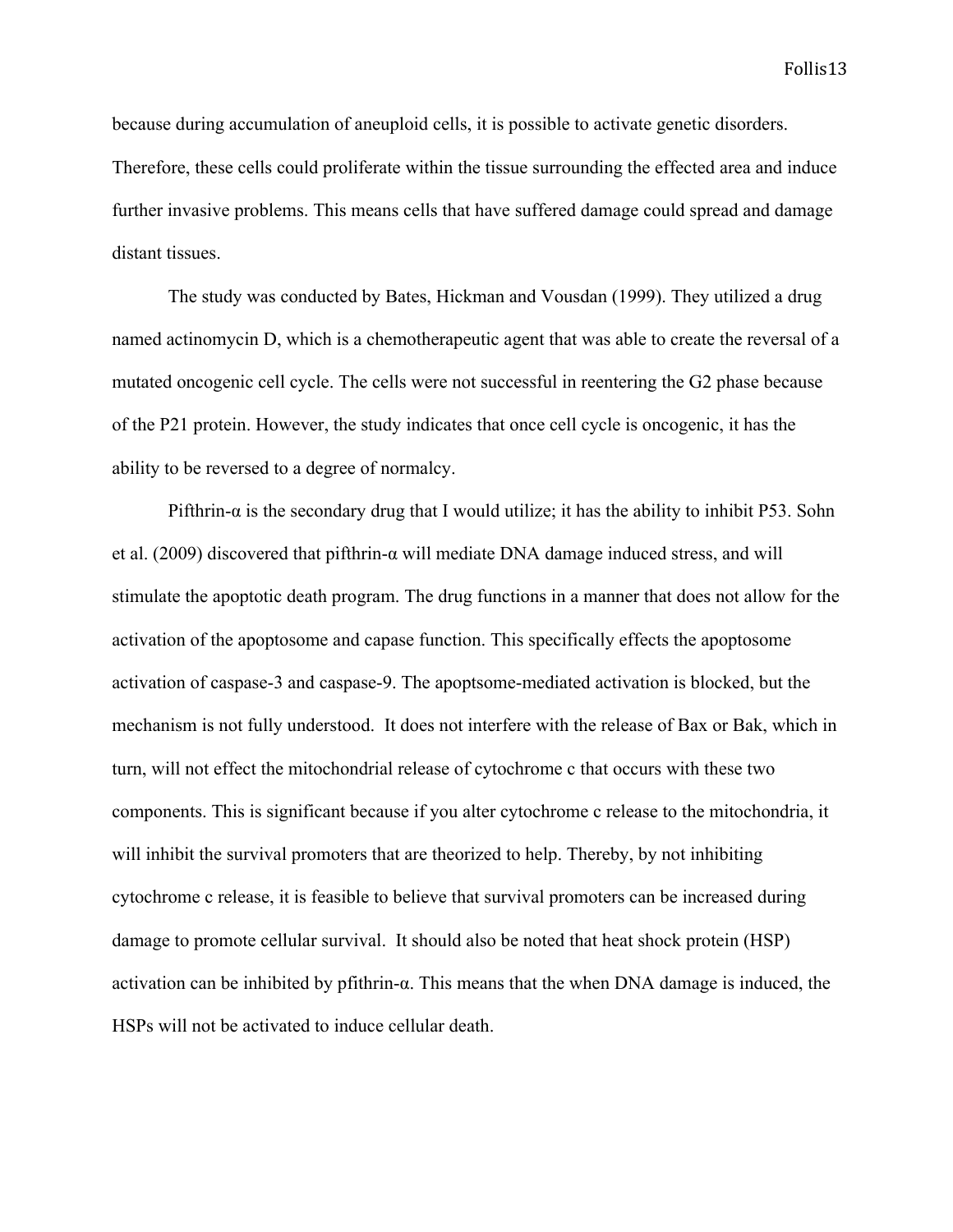because during accumulation of aneuploid cells, it is possible to activate genetic disorders. Therefore, these cells could proliferate within the tissue surrounding the effected area and induce further invasive problems. This means cells that have suffered damage could spread and damage distant tissues.

The study was conducted by Bates, Hickman and Vousdan (1999). They utilized a drug named actinomycin D, which is a chemotherapeutic agent that was able to create the reversal of a mutated oncogenic cell cycle. The cells were not successful in reentering the G2 phase because of the P21 protein. However, the study indicates that once cell cycle is oncogenic, it has the ability to be reversed to a degree of normalcy.

Pifthrin-α is the secondary drug that I would utilize; it has the ability to inhibit P53. Sohn et al. (2009) discovered that pifthrin-α will mediate DNA damage induced stress, and will stimulate the apoptotic death program. The drug functions in a manner that does not allow for the activation of the apoptosome and capase function. This specifically effects the apoptosome activation of caspase-3 and caspase-9. The apoptsome-mediated activation is blocked, but the mechanism is not fully understood. It does not interfere with the release of Bax or Bak, which in turn, will not effect the mitochondrial release of cytochrome c that occurs with these two components. This is significant because if you alter cytochrome c release to the mitochondria, it will inhibit the survival promoters that are theorized to help. Thereby, by not inhibiting cytochrome c release, it is feasible to believe that survival promoters can be increased during damage to promote cellular survival. It should also be noted that heat shock protein (HSP) activation can be inhibited by pfithrin-α. This means that the when DNA damage is induced, the HSPs will not be activated to induce cellular death.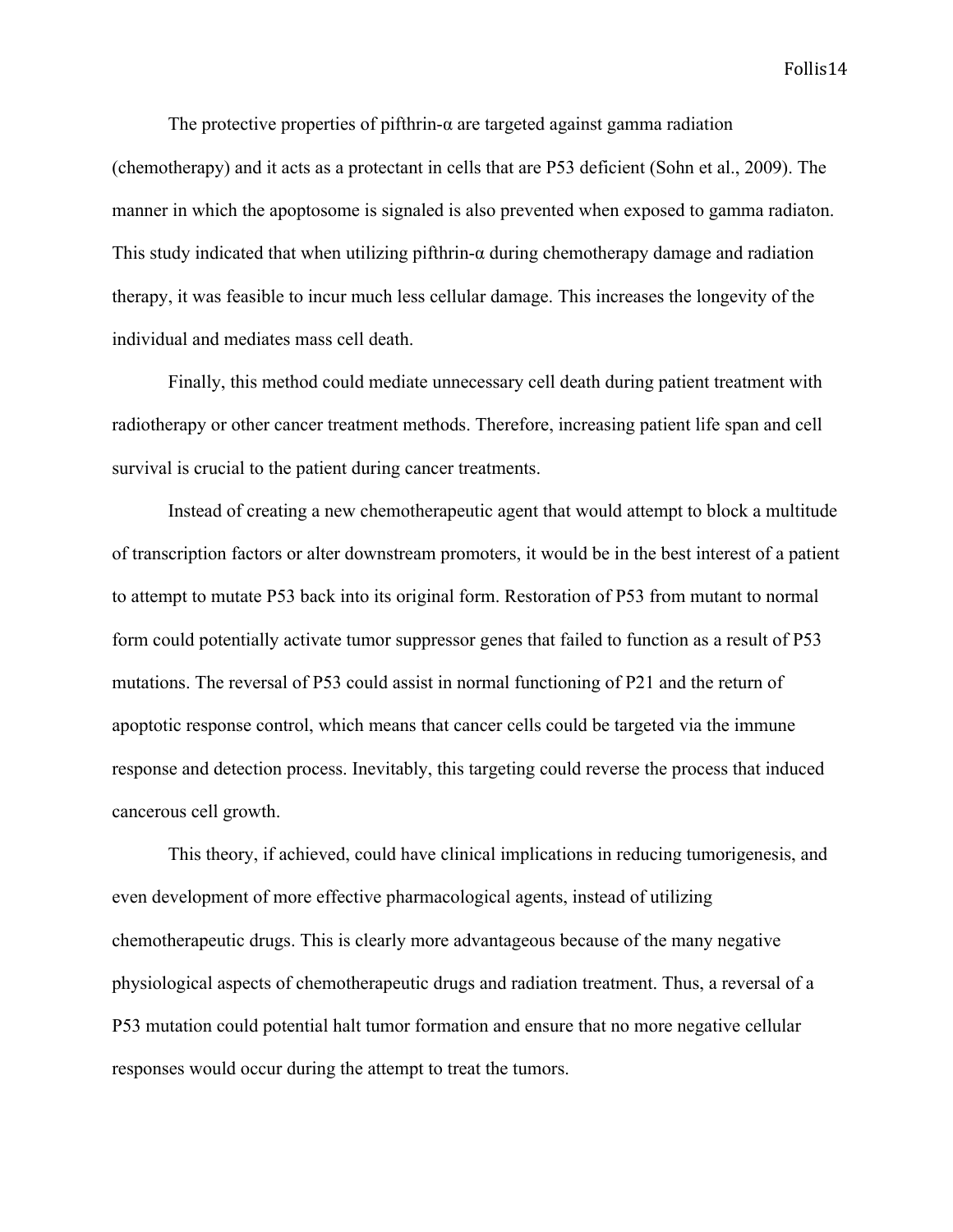The protective properties of pifthrin-α are targeted against gamma radiation (chemotherapy) and it acts as a protectant in cells that are P53 deficient (Sohn et al., 2009). The manner in which the apoptosome is signaled is also prevented when exposed to gamma radiaton. This study indicated that when utilizing pifthrin-α during chemotherapy damage and radiation therapy, it was feasible to incur much less cellular damage. This increases the longevity of the individual and mediates mass cell death.

Finally, this method could mediate unnecessary cell death during patient treatment with radiotherapy or other cancer treatment methods. Therefore, increasing patient life span and cell survival is crucial to the patient during cancer treatments.

Instead of creating a new chemotherapeutic agent that would attempt to block a multitude of transcription factors or alter downstream promoters, it would be in the best interest of a patient to attempt to mutate P53 back into its original form. Restoration of P53 from mutant to normal form could potentially activate tumor suppressor genes that failed to function as a result of P53 mutations. The reversal of P53 could assist in normal functioning of P21 and the return of apoptotic response control, which means that cancer cells could be targeted via the immune response and detection process. Inevitably, this targeting could reverse the process that induced cancerous cell growth.

This theory, if achieved, could have clinical implications in reducing tumorigenesis, and even development of more effective pharmacological agents, instead of utilizing chemotherapeutic drugs. This is clearly more advantageous because of the many negative physiological aspects of chemotherapeutic drugs and radiation treatment. Thus, a reversal of a P53 mutation could potential halt tumor formation and ensure that no more negative cellular responses would occur during the attempt to treat the tumors.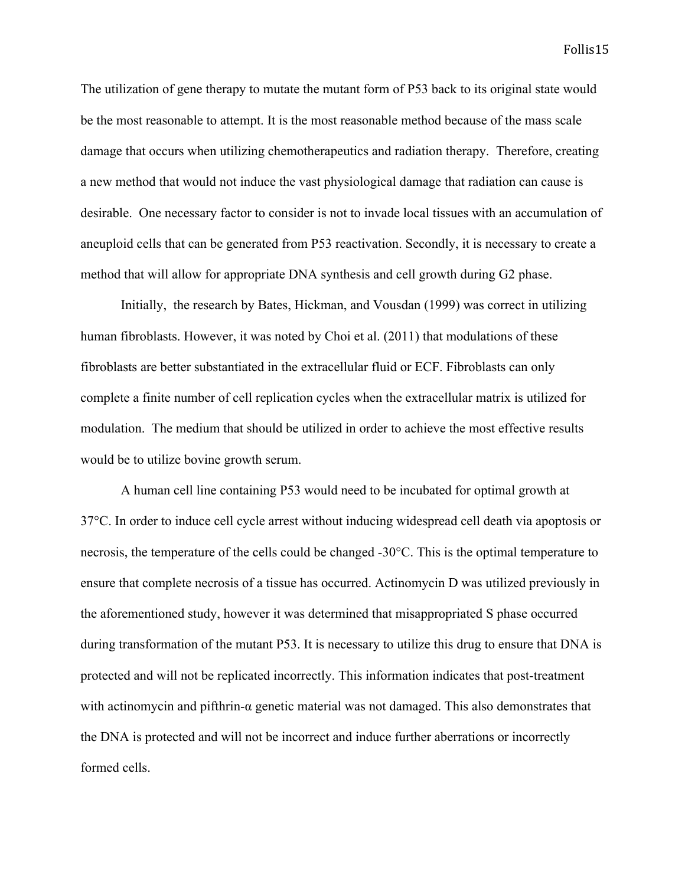The utilization of gene therapy to mutate the mutant form of P53 back to its original state would be the most reasonable to attempt. It is the most reasonable method because of the mass scale damage that occurs when utilizing chemotherapeutics and radiation therapy. Therefore, creating a new method that would not induce the vast physiological damage that radiation can cause is desirable. One necessary factor to consider is not to invade local tissues with an accumulation of aneuploid cells that can be generated from P53 reactivation. Secondly, it is necessary to create a method that will allow for appropriate DNA synthesis and cell growth during G2 phase.

Initially, the research by Bates, Hickman, and Vousdan (1999) was correct in utilizing human fibroblasts. However, it was noted by Choi et al. (2011) that modulations of these fibroblasts are better substantiated in the extracellular fluid or ECF. Fibroblasts can only complete a finite number of cell replication cycles when the extracellular matrix is utilized for modulation. The medium that should be utilized in order to achieve the most effective results would be to utilize bovine growth serum.

A human cell line containing P53 would need to be incubated for optimal growth at 37°C. In order to induce cell cycle arrest without inducing widespread cell death via apoptosis or necrosis, the temperature of the cells could be changed -30°C. This is the optimal temperature to ensure that complete necrosis of a tissue has occurred. Actinomycin D was utilized previously in the aforementioned study, however it was determined that misappropriated S phase occurred during transformation of the mutant P53. It is necessary to utilize this drug to ensure that DNA is protected and will not be replicated incorrectly. This information indicates that post-treatment with actinomycin and pifthrin-α genetic material was not damaged. This also demonstrates that the DNA is protected and will not be incorrect and induce further aberrations or incorrectly formed cells.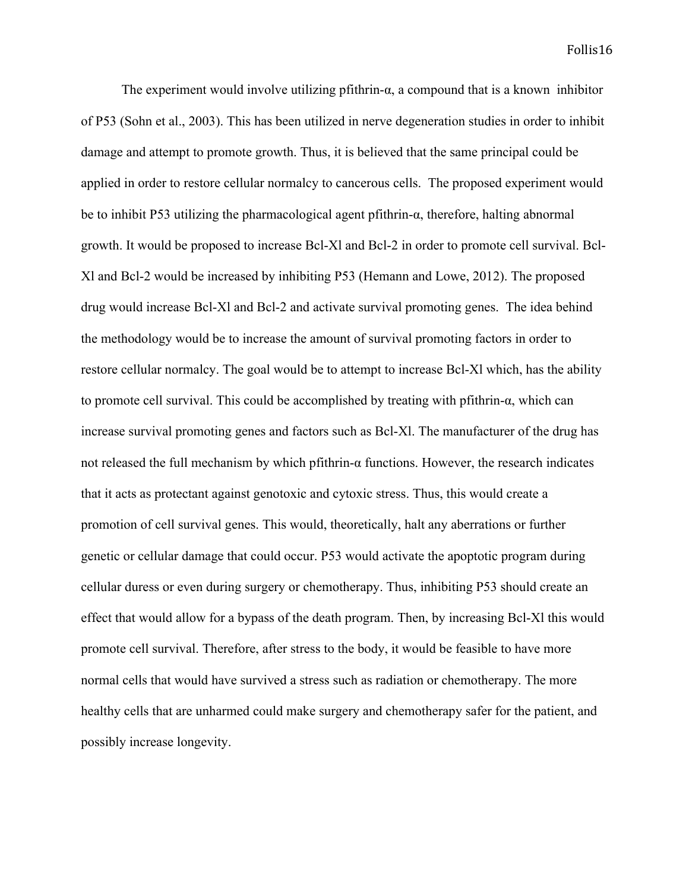The experiment would involve utilizing pfithrin-α, a compound that is a known inhibitor of P53 (Sohn et al., 2003). This has been utilized in nerve degeneration studies in order to inhibit damage and attempt to promote growth. Thus, it is believed that the same principal could be applied in order to restore cellular normalcy to cancerous cells. The proposed experiment would be to inhibit P53 utilizing the pharmacological agent pfithrin-α, therefore, halting abnormal growth. It would be proposed to increase Bcl-Xl and Bcl-2 in order to promote cell survival. Bcl-Xl and Bcl-2 would be increased by inhibiting P53 (Hemann and Lowe, 2012). The proposed drug would increase Bcl-Xl and Bcl-2 and activate survival promoting genes. The idea behind the methodology would be to increase the amount of survival promoting factors in order to restore cellular normalcy. The goal would be to attempt to increase Bcl-Xl which, has the ability to promote cell survival. This could be accomplished by treating with pfithrin-α, which can increase survival promoting genes and factors such as Bcl-Xl. The manufacturer of the drug has not released the full mechanism by which pfithrin-α functions. However, the research indicates that it acts as protectant against genotoxic and cytoxic stress. Thus, this would create a promotion of cell survival genes. This would, theoretically, halt any aberrations or further genetic or cellular damage that could occur. P53 would activate the apoptotic program during cellular duress or even during surgery or chemotherapy. Thus, inhibiting P53 should create an effect that would allow for a bypass of the death program. Then, by increasing Bcl-Xl this would promote cell survival. Therefore, after stress to the body, it would be feasible to have more normal cells that would have survived a stress such as radiation or chemotherapy. The more healthy cells that are unharmed could make surgery and chemotherapy safer for the patient, and possibly increase longevity.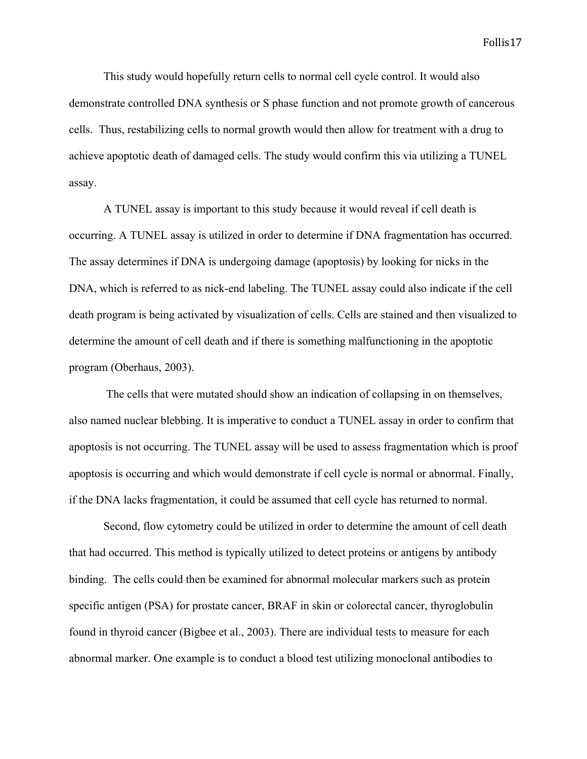This study would hopefully return cells to normal cell cycle control. It would also demonstrate controlled DNA synthesis or S phase function and not promote growth of cancerous cells. Thus, restabilizing cells to normal growth would then allow for treatment with a drug to achieve apoptotic death of damaged cells. The study would confirm this via utilizing a TUNEL assay.

A TUNEL assay is important to this study because it would reveal if cell death is occurring. A TUNEL assay is utilized in order to determine if DNA fragmentation has occurred. The assay determines if DNA is undergoing damage (apoptosis) by looking for nicks in the DNA, which is referred to as nick-end labeling. The TUNEL assay could also indicate if the cell death program is being activated by visualization of cells. Cells are stained and then visualized to determine the amount of cell death and if there is something malfunctioning in the apoptotic program (Oberhaus, 2003).

The cells that were mutated should show an indication of collapsing in on themselves, also named nuclear blebbing. It is imperative to conduct a TUNEL assay in order to confirm that apoptosis is not occurring. The TUNEL assay will be used to assess fragmentation which is proof apoptosis is occurring and which would demonstrate if cell cycle is normal or abnormal. Finally, if the DNA lacks fragmentation, it could be assumed that cell cycle has returned to normal.

Second, flow cytometry could be utilized in order to determine the amount of cell death that had occurred. This method is typically utilized to detect proteins or antigens by antibody binding. The cells could then be examined for abnormal molecular markers such as protein specific antigen (PSA) for prostate cancer, BRAF in skin or colorectal cancer, thyroglobulin found in thyroid cancer (Bigbee et al., 2003). There are individual tests to measure for each abnormal marker. One example is to conduct a blood test utilizing monoclonal antibodies to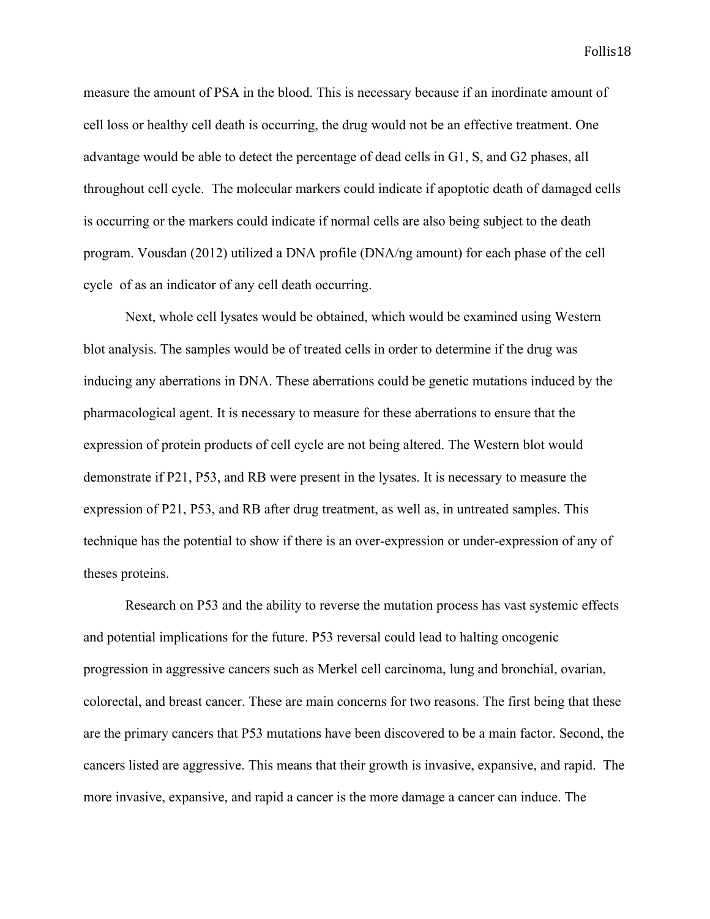measure the amount of PSA in the blood. This is necessary because if an inordinate amount of cell loss or healthy cell death is occurring, the drug would not be an effective treatment. One advantage would be able to detect the percentage of dead cells in G1, S, and G2 phases, all throughout cell cycle.  The molecular markers could indicate if apoptotic death of damaged cells is occurring or the markers could indicate if normal cells are also being subject to the death program. Vousdan (2012) utilized a DNA profile (DNA/ng amount) for each phase of the cell cycle  of as an indicator of any cell death occurring.

Next, whole cell lysates would be obtained, which would be examined using Western blot analysis. The samples would be of treated cells in order to determine if the drug was inducing any aberrations in DNA. These aberrations could be genetic mutations induced by the pharmacological agent. It is necessary to measure for these aberrations to ensure that the expression of protein products of cell cycle are not being altered. The Western blot would demonstrate if P21, P53, and RB were present in the lysates. It is necessary to measure the expression of P21, P53, and RB after drug treatment, as well as, in untreated samples. This technique has the potential to show if there is an over-expression or under-expression of any of theses proteins.

Research on P53 and the ability to reverse the mutation process has vast systemic effects and potential implications for the future. P53 reversal could lead to halting oncogenic progression in aggressive cancers such as Merkel cell carcinoma, lung and bronchial, ovarian, colorectal, and breast cancer. These are main concerns for two reasons. The first being that these are the primary cancers that P53 mutations have been discovered to be a main factor. Second, the cancers listed are aggressive. This means that their growth is invasive, expansive, and rapid.  The more invasive, expansive, and rapid a cancer is the more damage a cancer can induce. The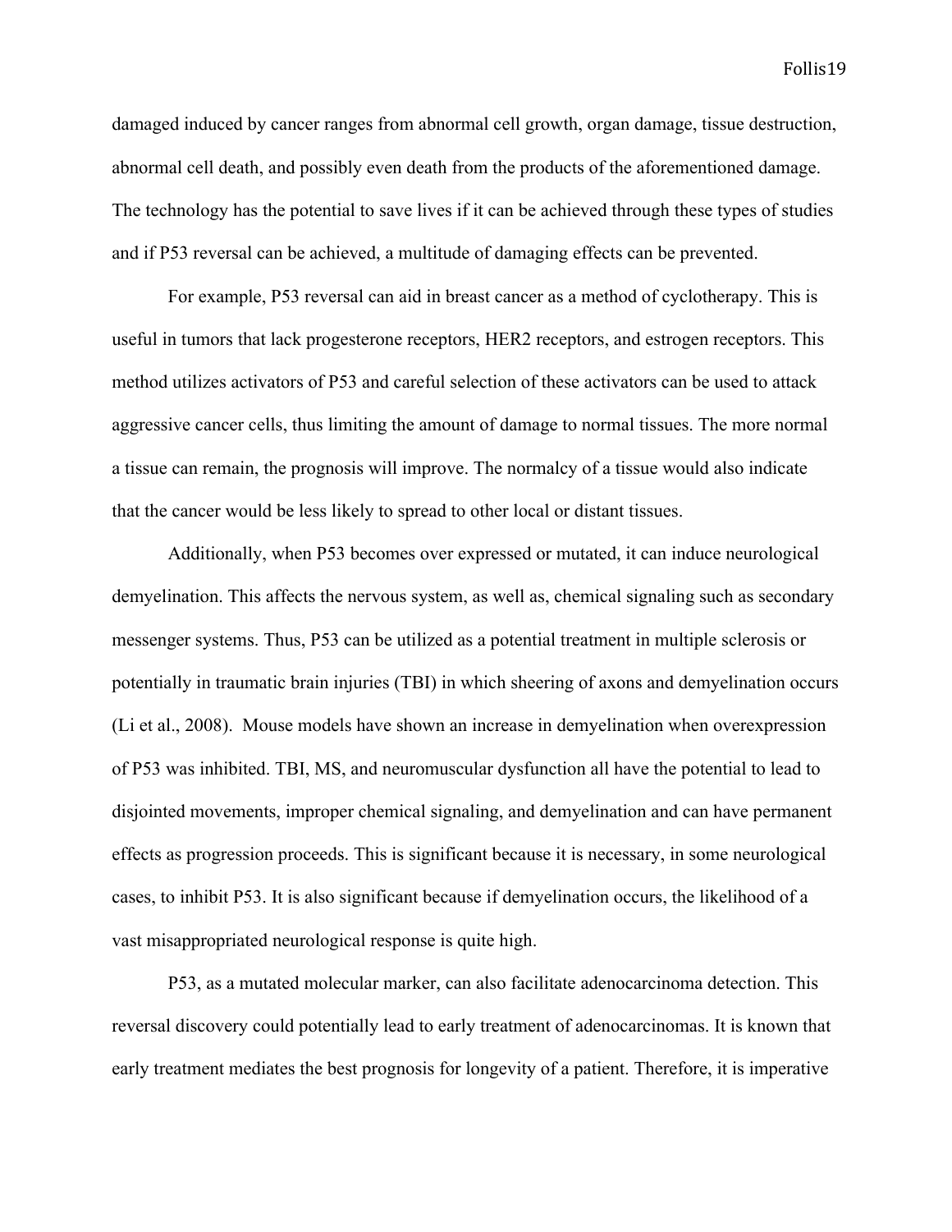damaged induced by cancer ranges from abnormal cell growth, organ damage, tissue destruction, abnormal cell death, and possibly even death from the products of the aforementioned damage. The technology has the potential to save lives if it can be achieved through these types of studies and if P53 reversal can be achieved, a multitude of damaging effects can be prevented.

For example, P53 reversal can aid in breast cancer as a method of cyclotherapy. This is useful in tumors that lack progesterone receptors, HER2 receptors, and estrogen receptors. This method utilizes activators of P53 and careful selection of these activators can be used to attack aggressive cancer cells, thus limiting the amount of damage to normal tissues. The more normal a tissue can remain, the prognosis will improve. The normalcy of a tissue would also indicate that the cancer would be less likely to spread to other local or distant tissues.

Additionally, when P53 becomes over expressed or mutated, it can induce neurological demyelination. This affects the nervous system, as well as, chemical signaling such as secondary messenger systems. Thus, P53 can be utilized as a potential treatment in multiple sclerosis or potentially in traumatic brain injuries (TBI) in which sheering of axons and demyelination occurs (Li et al., 2008). Mouse models have shown an increase in demyelination when overexpression of P53 was inhibited. TBI, MS, and neuromuscular dysfunction all have the potential to lead to disjointed movements, improper chemical signaling, and demyelination and can have permanent effects as progression proceeds. This is significant because it is necessary, in some neurological cases, to inhibit P53. It is also significant because if demyelination occurs, the likelihood of a vast misappropriated neurological response is quite high.

P53, as a mutated molecular marker, can also facilitate adenocarcinoma detection. This reversal discovery could potentially lead to early treatment of adenocarcinomas. It is known that early treatment mediates the best prognosis for longevity of a patient. Therefore, it is imperative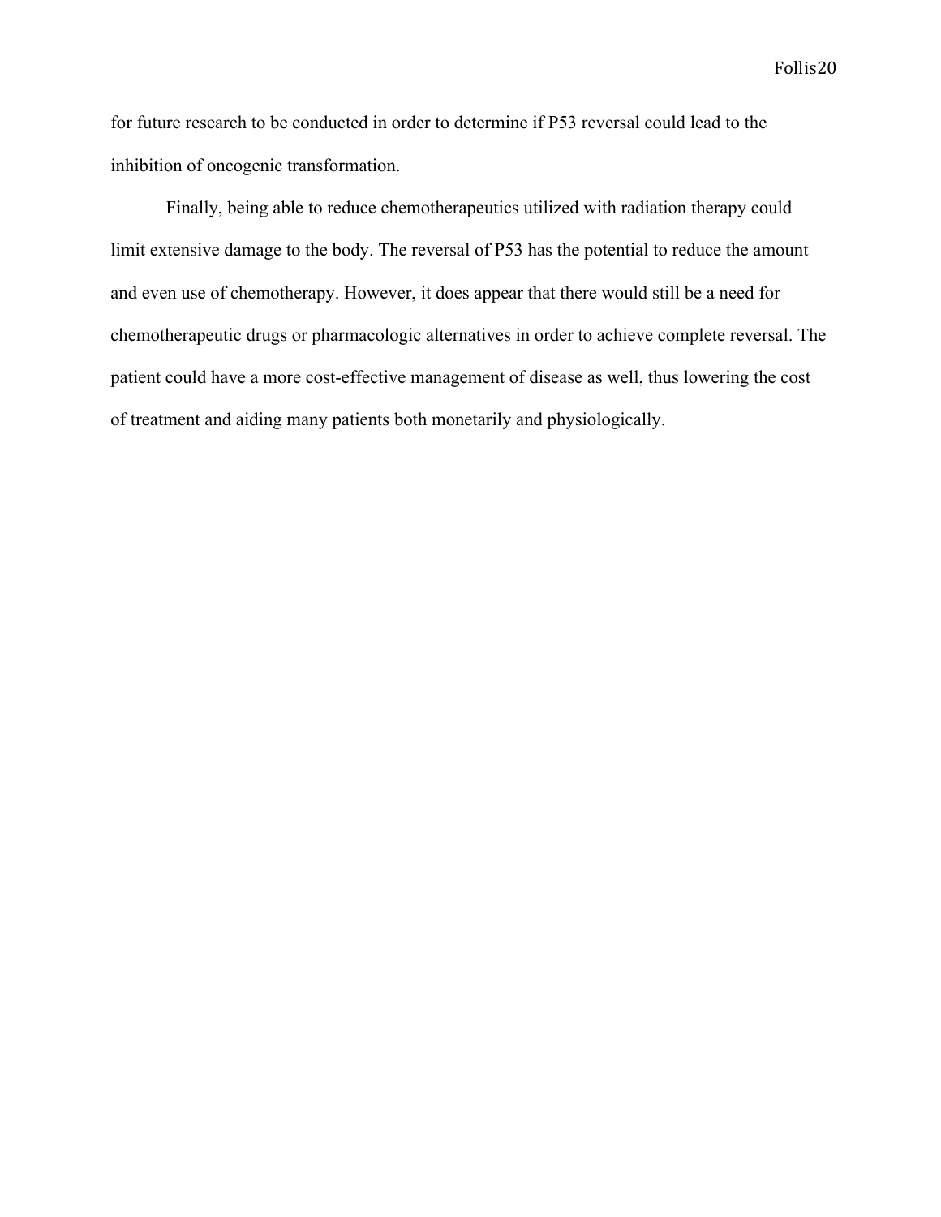for future research to be conducted in order to determine if P53 reversal could lead to the inhibition of oncogenic transformation.

Finally, being able to reduce chemotherapeutics utilized with radiation therapy could limit extensive damage to the body. The reversal of P53 has the potential to reduce the amount and even use of chemotherapy. However, it does appear that there would still be a need for chemotherapeutic drugs or pharmacologic alternatives in order to achieve complete reversal. The patient could have a more cost-effective management of disease as well, thus lowering the cost of treatment and aiding many patients both monetarily and physiologically.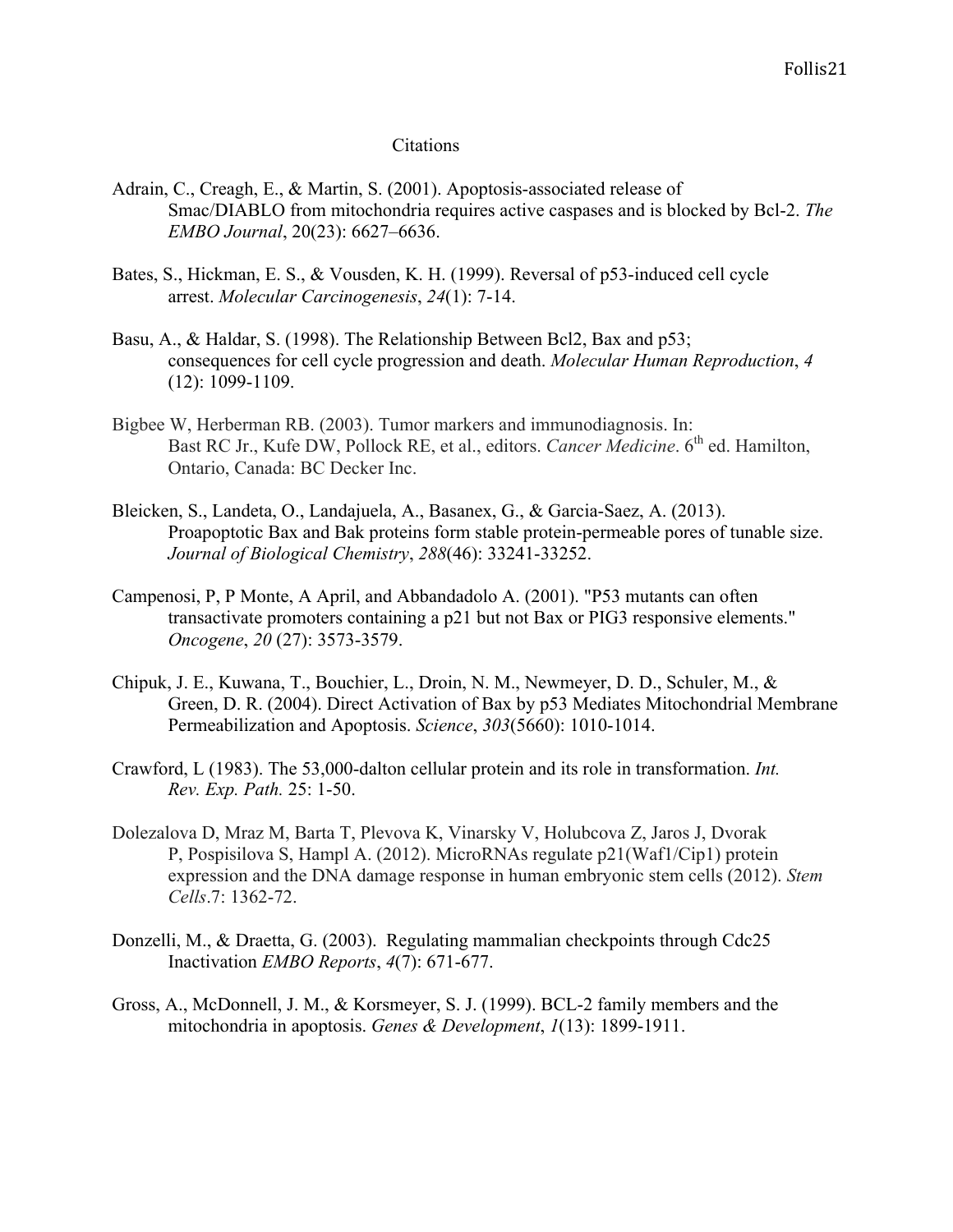# Citations

Adrain, C., Creagh, E., & Martin, S. (2001). Apoptosis-associated release of Smac/DIABLO from mitochondria requires active caspases and is blocked by Bcl-2. *The EMBO Journal*, 20(23): 6627–6636.

Bates, S., Hickman, E. S., & Vousden, K. H. (1999). Reversal of p53-induced cell cycle arrest. *Molecular Carcinogenesis*, *24*(1): 7-14.

Basu, A., & Haldar, S. (1998). The Relationship Between Bcl2, Bax and p53; consequences for cell cycle progression and death. *Molecular Human Reproduction*, *4* (12): 1099-1109.

Bigbee W, Herberman RB. (2003). Tumor markers and immunodiagnosis. In: Bast RC Jr., Kufe DW, Pollock RE, et al., editors. *Cancer Medicine*. 6th ed. Hamilton, Ontario, Canada: BC Decker Inc.

Bleicken, S., Landeta, O., Landajuela, A., Basanex, G., & Garcia-Saez, A. (2013). Proapoptotic Bax and Bak proteins form stable protein-permeable pores of tunable size. *Journal of Biological Chemistry*, *288*(46): 33241-33252.

Campenosi, P, P Monte, A April, and Abbandadolo A. (2001). "P53 mutants can often transactivate promoters containing a p21 but not Bax or PIG3 responsive elements." *Oncogene*, *20* (27): 3573-3579.

Chipuk, J. E., Kuwana, T., Bouchier, L., Droin, N. M., Newmeyer, D. D., Schuler, M., & Green, D. R. (2004). Direct Activation of Bax by p53 Mediates Mitochondrial Membrane Permeabilization and Apoptosis. *Science*, *303*(5660): 1010-1014.

Crawford, L (1983). The 53,000-dalton cellular protein and its role in transformation. *Int. Rev. Exp. Path.* 25: 1-50.

Dolezalova D, Mraz M, Barta T, Plevova K, Vinarsky V, Holubcova Z, Jaros J, Dvorak P, Pospisilova S, Hampl A. (2012). MicroRNAs regulate p21(Waf1/Cip1) protein expression and the DNA damage response in human embryonic stem cells (2012). *Stem Cells*.7: 1362-72.

Donzelli, M., & Draetta, G. (2003). Regulating mammalian checkpoints through Cdc25 Inactivation *EMBO Reports*, *4*(7): 671-677.

Gross, A., McDonnell, J. M., & Korsmeyer, S. J. (1999). BCL-2 family members and the mitochondria in apoptosis. *Genes & Development*, *1*(13): 1899-1911.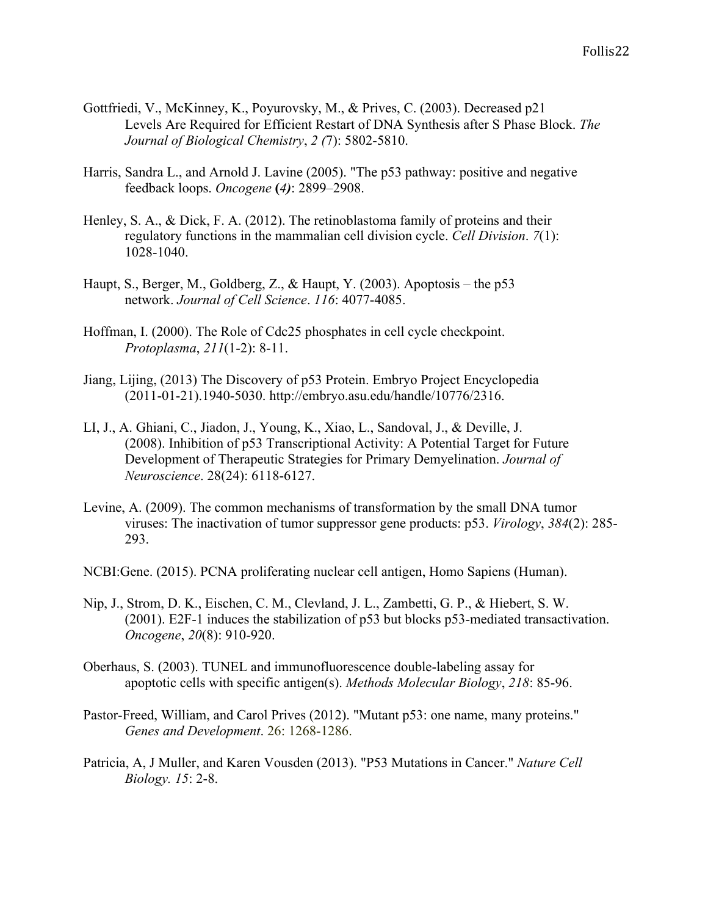Gottfriedi, V., McKinney, K., Poyurovsky, M., & Prives, C. (2003). Decreased p21 Levels Are Required for Efficient Restart of DNA Synthesis after S Phase Block. *The Journal of Biological Chemistry*, *2 (*7): 5802-5810.

Harris, Sandra L., and Arnold J. Lavine (2005). "The p53 pathway: positive and negative feedback loops. *Oncogene* **(***4)*: 2899–2908.

Henley, S. A., & Dick, F. A. (2012). The retinoblastoma family of proteins and their regulatory functions in the mammalian cell division cycle. *Cell Division*. *7*(1): 1028-1040.

Haupt, S., Berger, M., Goldberg, Z., & Haupt, Y. (2003). Apoptosis – the p53 network. *Journal of Cell Science*. *116*: 4077-4085.

Hoffman, I. (2000). The Role of Cdc25 phosphates in cell cycle checkpoint. *Protoplasma*, *211*(1-2): 8-11.

Jiang, Lijing, (2013) The Discovery of p53 Protein. Embryo Project Encyclopedia (2011-01-21).1940-5030. http://embryo.asu.edu/handle/10776/2316.

LI, J., A. Ghiani, C., Jiadon, J., Young, K., Xiao, L., Sandoval, J., & Deville, J. (2008). Inhibition of p53 Transcriptional Activity: A Potential Target for Future Development of Therapeutic Strategies for Primary Demyelination. *Journal of Neuroscience*. 28(24): 6118-6127.

Levine, A. (2009). The common mechanisms of transformation by the small DNA tumor viruses: The inactivation of tumor suppressor gene products: p53. *Virology*, *384*(2): 285-293.

NCBI:Gene. (2015). PCNA proliferating nuclear cell antigen, Homo Sapiens (Human).

Nip, J., Strom, D. K., Eischen, C. M., Clevland, J. L., Zambetti, G. P., & Hiebert, S. W. (2001). E2F-1 induces the stabilization of p53 but blocks p53-mediated transactivation. *Oncogene*, *20*(8): 910-920.

Oberhaus, S. (2003). TUNEL and immunofluorescence double-labeling assay for apoptotic cells with specific antigen(s). *Methods Molecular Biology*, *218*: 85-96.

Pastor-Freed, William, and Carol Prives (2012). "Mutant p53: one name, many proteins." *Genes and Development*. 26: 1268-1286.

Patricia, A, J Muller, and Karen Vousden (2013). "P53 Mutations in Cancer." *Nature Cell Biology. 15*: 2-8.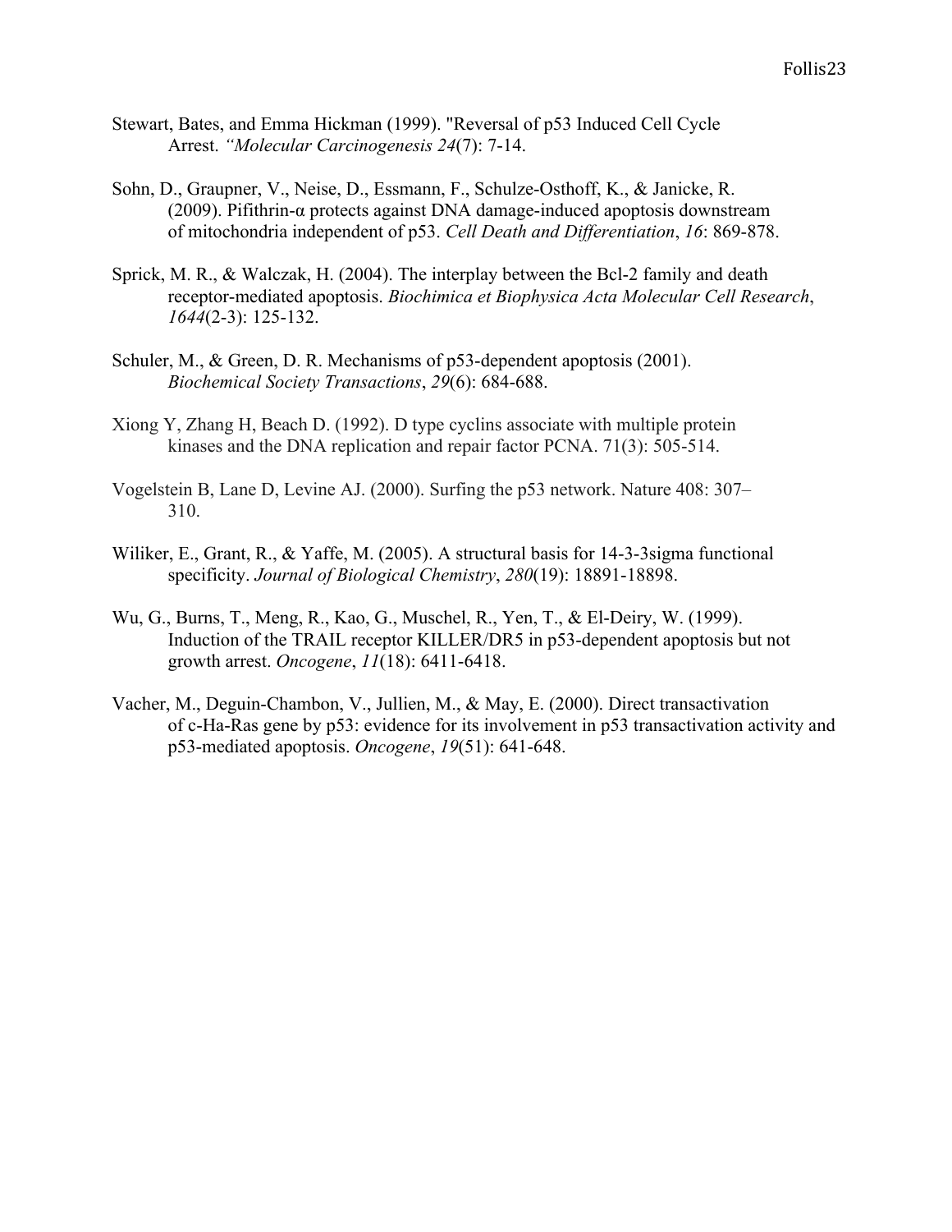Stewart, Bates, and Emma Hickman (1999). "Reversal of p53 Induced Cell Cycle Arrest. *"Molecular Carcinogenesis 24*(7): 7-14.

Sohn, D., Graupner, V., Neise, D., Essmann, F., Schulze-Osthoff, K., & Janicke, R. (2009). Pifithrin-α protects against DNA damage-induced apoptosis downstream of mitochondria independent of p53. *Cell Death and Differentiation*, *16*: 869-878.

Sprick, M. R., & Walczak, H. (2004). The interplay between the Bcl-2 family and death receptor-mediated apoptosis. *Biochimica et Biophysica Acta Molecular Cell Research*, *1644*(2-3): 125-132.

Schuler, M., & Green, D. R. Mechanisms of p53-dependent apoptosis (2001). *Biochemical Society Transactions*, *29*(6): 684-688.

Xiong Y, Zhang H, Beach D. (1992). D type cyclins associate with multiple protein kinases and the DNA replication and repair factor PCNA. 71(3): 505-514.

Vogelstein B, Lane D, Levine AJ. (2000). Surfing the p53 network. Nature 408: 307–310.

Wiliker, E., Grant, R., & Yaffe, M. (2005). A structural basis for 14-3-3sigma functional specificity. *Journal of Biological Chemistry*, *280*(19): 18891-18898.

Wu, G., Burns, T., Meng, R., Kao, G., Muschel, R., Yen, T., & El-Deiry, W. (1999). Induction of the TRAIL receptor KILLER/DR5 in p53-dependent apoptosis but not growth arrest. *Oncogene*, *11*(18): 6411-6418.

Vacher, M., Deguin-Chambon, V., Jullien, M., & May, E. (2000). Direct transactivation of c-Ha-Ras gene by p53: evidence for its involvement in p53 transactivation activity and p53-mediated apoptosis. *Oncogene*, *19*(51): 641-648.